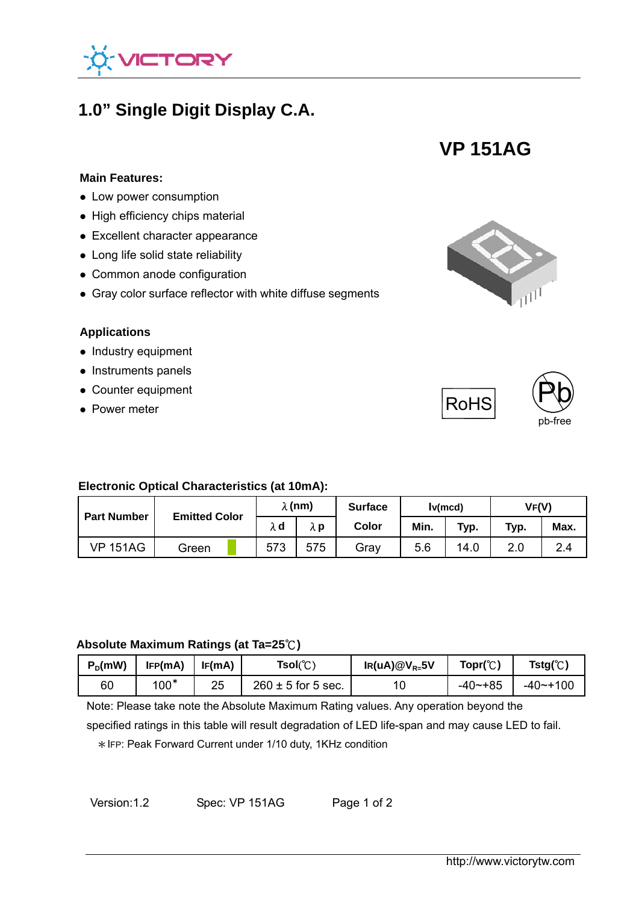# 1.0" Single Digit Display C.A.

## VP 151AG

**Main Features:**

- Low power consumption
- High efficiency chips material
- Excellent character appearance
- Long life solid state reliability
- Common anode configuration
- Gray color surface reflector with white diffuse segments

**Applications**

- Industry equipment
- Instruments panels
- Counter equipment
- Power meter

RoHS

Pb
pb-free

**Electronic Optical Characteristics (at 10mA):**

| Part Number | Emitted Color | λ (nm) | | Surface | Iv(mcd) | | VF(V) | |
|---|---|---|---|---|---|---|---|---|
| | | λd | λp | Color | Min. | Typ. | Typ. | Max. |
| VP 151AG | Green | 573 | 575 | Gray | 5.6 | 14.0 | 2.0 | 2.4 |

**Absolute Maximum Ratings (at Ta=25℃)**

| $P_D$(mW) | IFP(mA) | IF(mA) | Tsol(℃) | IR(uA)@$V_{R=}$5V | Topr(℃) | Tstg(℃) |
|---|---|---|---|---|---|---|
| 60 | 100* | 25 | 260 ± 5 for 5 sec. | 10 | -40~+85 | -40~+100 |

Note: Please take note the Absolute Maximum Rating values. Any operation beyond the specified ratings in this table will result degradation of LED life-span and may cause LED to fail.

*IFP: Peak Forward Current under 1/10 duty, 1KHz condition

Version:1.2 Spec: VP 151AG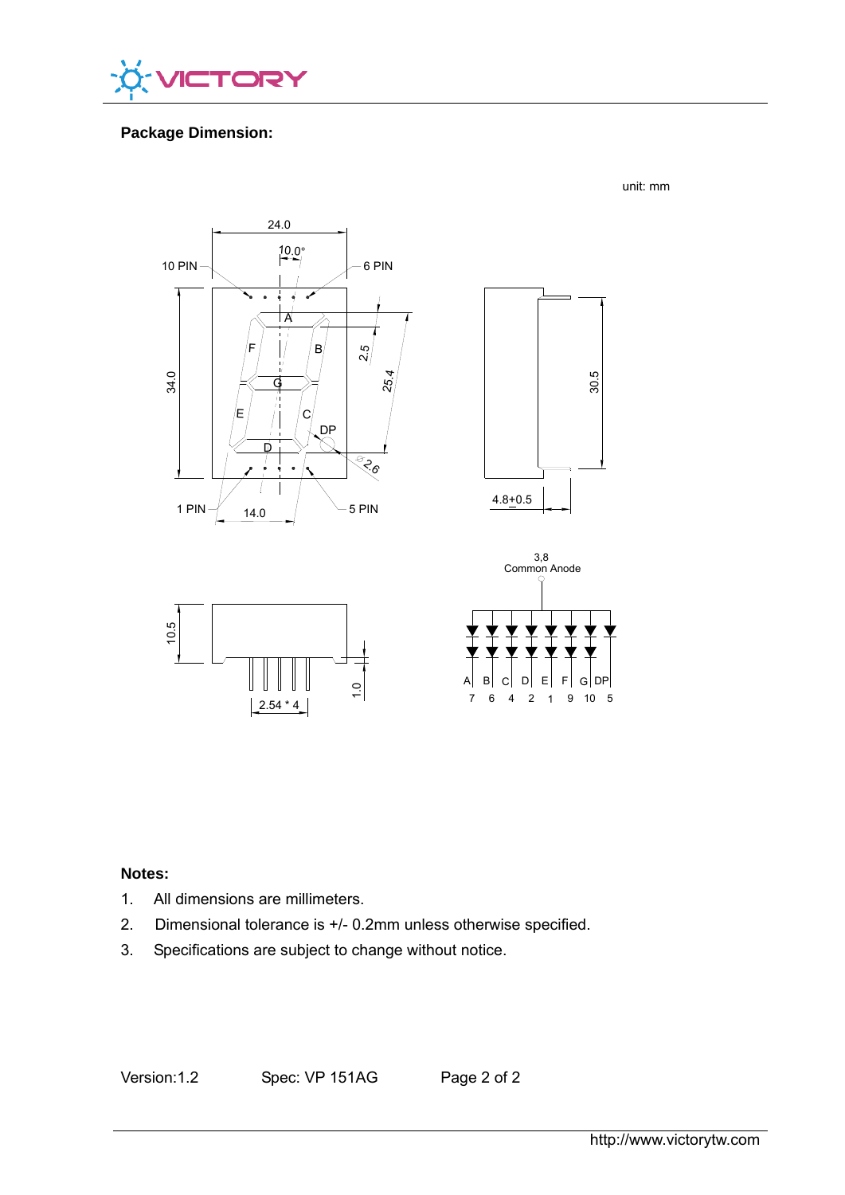**Package Dimension:**

unit: mm

24.0

10.0°

10 PIN

6 PIN

A

F

B

G

E

C

DP

D

2.5

25.4

34.0

30.5

Ø2.6

1 PIN

14.0

5 PIN

4.8+0.5

3,8
Common Anode

A B C D E F G DP

7 6 4 2 1 9 10 5

10.5

1.0

2.54 * 4

**Notes:**

1. All dimensions are millimeters.
2. Dimensional tolerance is +/- 0.2mm unless otherwise specified.
3. Specifications are subject to change without notice.